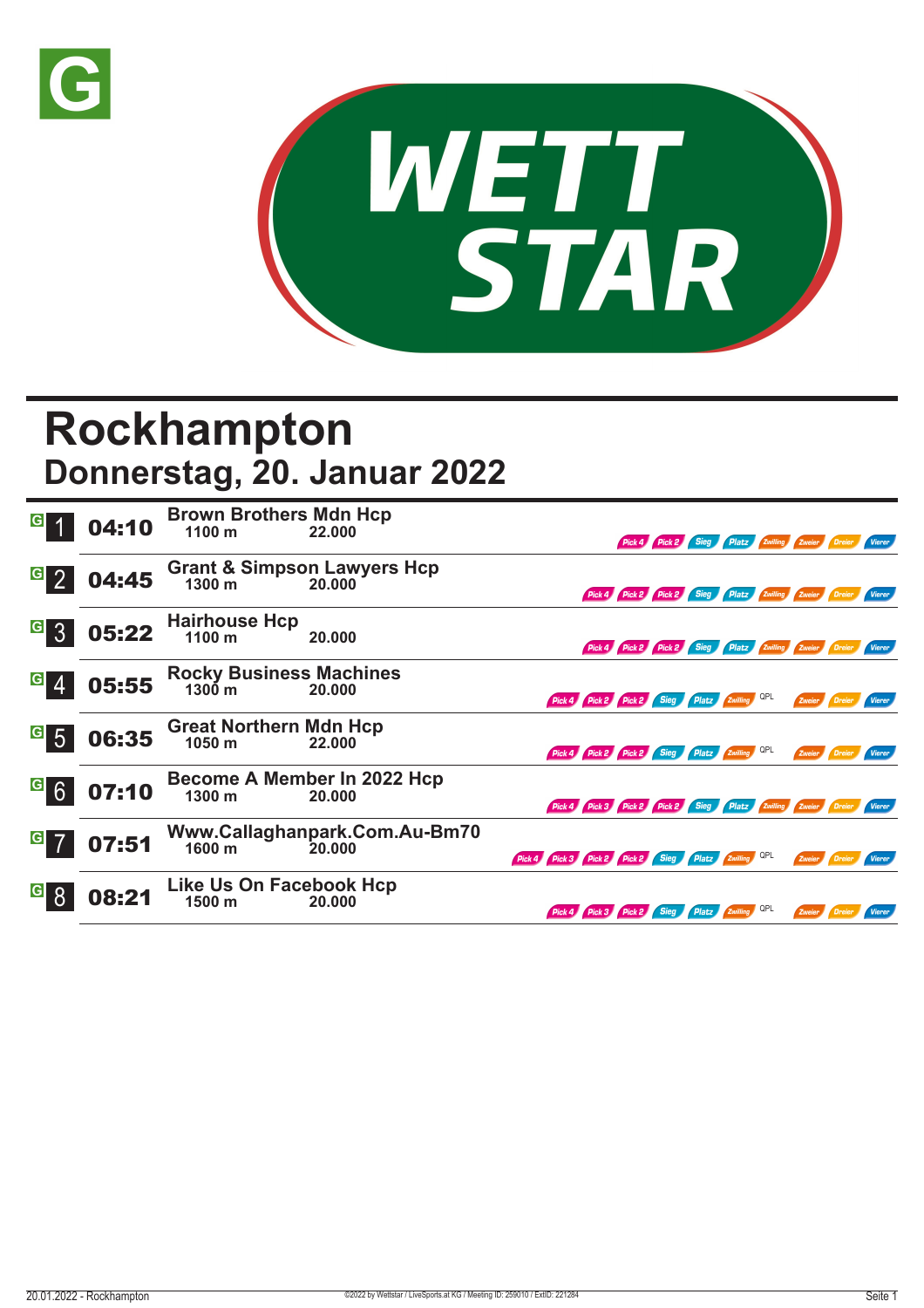# Rockhampton

## Donnerstag, 20. Januar 2022

| Nr. | Zeit | Rennen | Distanz | Preisgeld | Wetten |
|---|---|---|---|---|---|
| 1 | 04:10 | Brown Brothers Mdn Hcp | 1100 m | 22.000 | Pick 4, Pick 2, Sieg, Platz, Zwilling, Zweier, Dreier, Vierer |
| 2 | 04:45 | Grant & Simpson Lawyers Hcp | 1300 m | 20.000 | Pick 4, Pick 2, Pick 2, Sieg, Platz, Zwilling, Zweier, Dreier, Vierer |
| 3 | 05:22 | Hairhouse Hcp | 1100 m | 20.000 | Pick 4, Pick 2, Pick 2, Sieg, Platz, Zwilling, Zweier, Dreier, Vierer |
| 4 | 05:55 | Rocky Business Machines | 1300 m | 20.000 | Pick 4, Pick 2, Pick 2, Sieg, Platz, Zwilling, QPL, Zweier, Dreier, Vierer |
| 5 | 06:35 | Great Northern Mdn Hcp | 1050 m | 22.000 | Pick 4, Pick 2, Pick 2, Sieg, Platz, Zwilling, QPL, Zweier, Dreier, Vierer |
| 6 | 07:10 | Become A Member In 2022 Hcp | 1300 m | 20.000 | Pick 4, Pick 3, Pick 2, Pick 2, Sieg, Platz, Zwilling, Zweier, Dreier, Vierer |
| 7 | 07:51 | Www.Callaghanpark.Com.Au-Bm70 | 1600 m | 20.000 | Pick 4, Pick 3, Pick 2, Pick 2, Sieg, Platz, Zwilling, QPL, Zweier, Dreier, Vierer |
| 8 | 08:21 | Like Us On Facebook Hcp | 1500 m | 20.000 | Pick 4, Pick 3, Pick 2, Sieg, Platz, Zwilling, QPL, Zweier, Dreier, Vierer |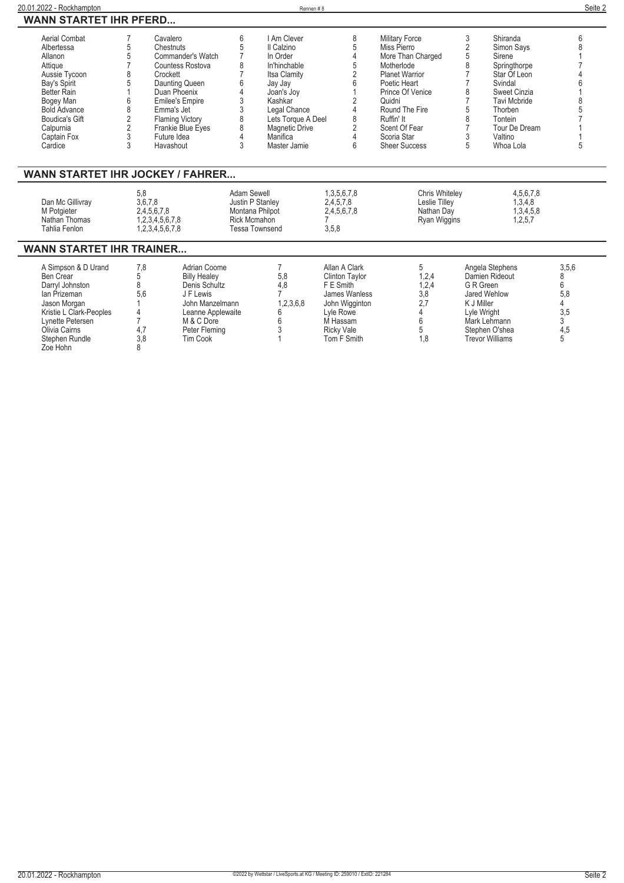## WANN STARTET IHR PFERD...

| Pferd | Rennen | Pferd | Rennen | Pferd | Rennen | Pferd | Rennen | Pferd | Rennen |
|---|---|---|---|---|---|---|---|---|---|
| Aerial Combat | 7 | Cavalero | 6 | I Am Clever | 8 | Military Force | 3 | Shiranda | 6 |
| Albertessa | 5 | Chestnuts | 5 | Il Calzino | 5 | Miss Pierro | 2 | Simon Says | 8 |
| Allanon | 5 | Commander's Watch | 7 | In Order | 4 | More Than Charged | 5 | Sirene | 1 |
| Attique | 7 | Countess Rostova | 8 | In'hinchable | 5 | Motherlode | 8 | Springthorpe | 7 |
| Aussie Tycoon | 8 | Crockett | 7 | Itsa Clamity | 2 | Planet Warrior | 7 | Star Of Leon | 4 |
| Bay's Spirit | 5 | Daunting Queen | 6 | Jay Jay | 6 | Poetic Heart | 7 | Svindal | 6 |
| Better Rain | 1 | Duan Phoenix | 4 | Joan's Joy | 1 | Prince Of Venice | 8 | Sweet Cinzia | 1 |
| Bogey Man | 6 | Emilee's Empire | 3 | Kashkar | 2 | Quidni | 7 | Tavi Mcbride | 8 |
| Bold Advance | 8 | Emma's Jet | 3 | Legal Chance | 4 | Round The Fire | 5 | Thorben | 5 |
| Boudica's Gift | 2 | Flaming Victory | 8 | Lets Torque A Deel | 8 | Ruffin' It | 8 | Tontein | 7 |
| Calpurnia | 2 | Frankie Blue Eyes | 8 | Magnetic Drive | 2 | Scent Of Fear | 7 | Tour De Dream | 1 |
| Captain Fox | 3 | Future Idea | 4 | Manifica | 4 | Scoria Star | 3 | Valtino | 1 |
| Cardice | 3 | Havashout | 3 | Master Jamie | 6 | Sheer Success | 5 | Whoa Lola | 5 |

## WANN STARTET IHR JOCKEY / FAHRER...

| Jockey / Fahrer | Rennen | Jockey / Fahrer | Rennen | Jockey / Fahrer | Rennen |
|---|---|---|---|---|---|
| | 5,8 | Adam Sewell | 1,3,5,6,7,8 | Chris Whiteley | 4,5,6,7,8 |
| Dan Mc Gillivray | 3,6,7,8 | Justin P Stanley | 2,4,5,7,8 | Leslie Tilley | 1,3,4,8 |
| M Potgieter | 2,4,5,6,7,8 | Montana Philpot | 2,4,5,6,7,8 | Nathan Day | 1,3,4,5,8 |
| Nathan Thomas | 1,2,3,4,5,6,7,8 | Rick Mcmahon | 7 | Ryan Wiggins | 1,2,5,7 |
| Tahlia Fenlon | 1,2,3,4,5,6,7,8 | Tessa Townsend | 3,5,8 | | |

## WANN STARTET IHR TRAINER...

| Trainer | Rennen | Trainer | Rennen | Trainer | Rennen | Trainer | Rennen |
|---|---|---|---|---|---|---|---|
| A Simpson & D Urand | 7,8 | Adrian Coome | 7 | Allan A Clark | 5 | Angela Stephens | 3,5,6 |
| Ben Crear | 5 | Billy Healey | 5,8 | Clinton Taylor | 1,2,4 | Damien Rideout | 8 |
| Darryl Johnston | 8 | Denis Schultz | 4,8 | F E Smith | 1,2,4 | G R Green | 6 |
| Ian Prizeman | 5,6 | J F Lewis | 7 | James Wanless | 3,8 | Jared Wehlow | 5,8 |
| Jason Morgan | 1 | John Manzelmann | 1,2,3,6,8 | John Wigginton | 2,7 | K J Miller | 4 |
| Kristie L Clark-Peoples | 4 | Leanne Applewaite | 6 | Lyle Rowe | 4 | Lyle Wright | 3,5 |
| Lynette Petersen | 7 | M & C Dore | 6 | M Hassam | 6 | Mark Lehmann | 3 |
| Olivia Cairns | 4,7 | Peter Fleming | 3 | Ricky Vale | 5 | Stephen O'shea | 4,5 |
| Stephen Rundle | 3,8 | Tim Cook | 1 | Tom F Smith | 1,8 | Trevor Williams | 5 |
| Zoe Hohn | 8 | | | | | | |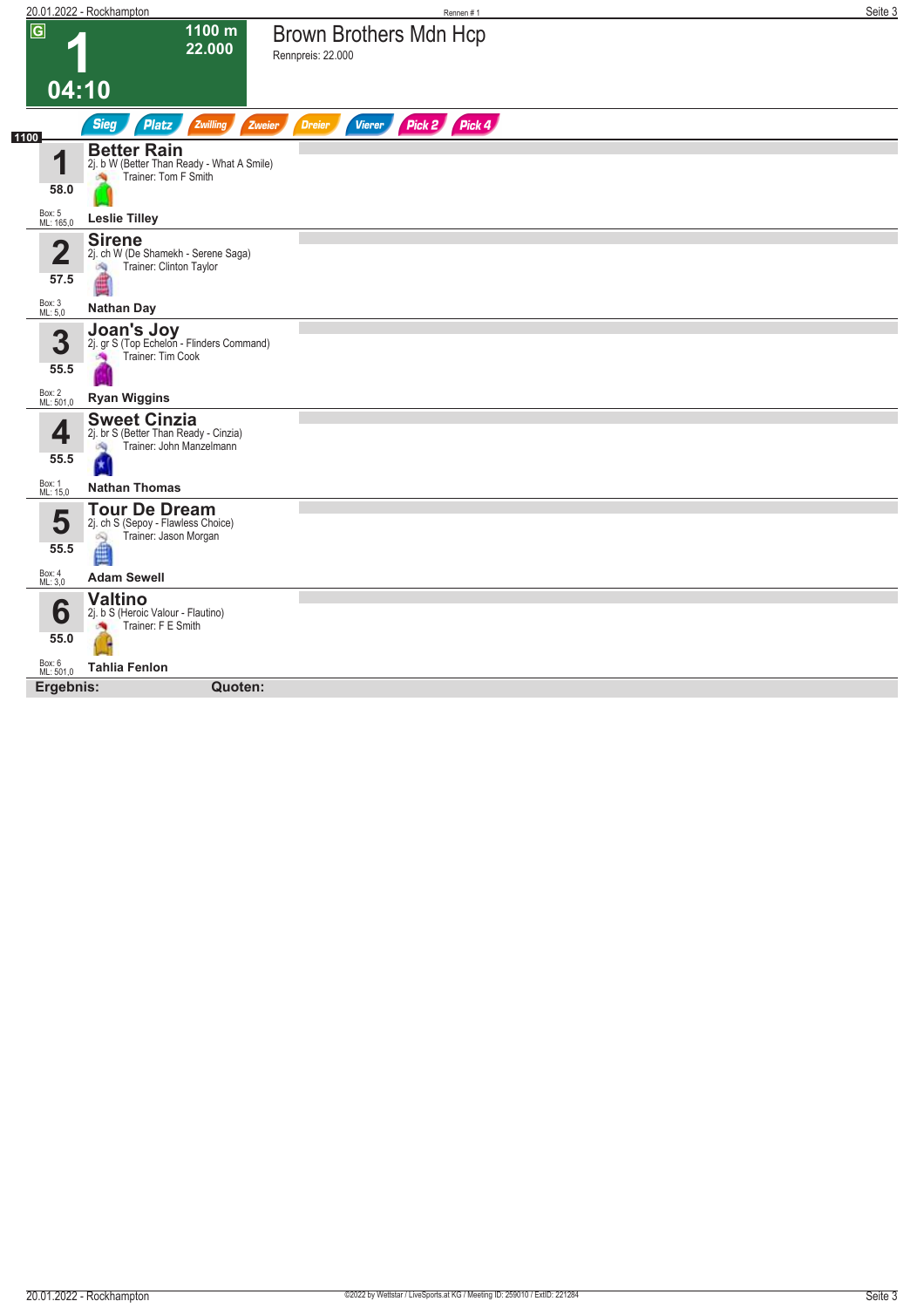# 1 — Brown Brothers Mdn Hcp

**1100 m** | **22.000** | **04:10**

Rennpreis: 22.000

Sieg | Platz | Zwilling | Zweier | Dreier | Vierer | Pick 2 | Pick 4

**1100**

| Nr. | Gewicht | Pferd | Abstammung | Trainer | Jockey | Box | ML |
|---|---|---|---|---|---|---|---|
| 1 | 58.0 | **Better Rain** | 2j. b W (Better Than Ready - What A Smile) | Tom F Smith | Leslie Tilley | 5 | 165,0 |
| 2 | 57.5 | **Sirene** | 2j. ch W (De Shamekh - Serene Saga) | Clinton Taylor | Nathan Day | 3 | 5,0 |
| 3 | 55.5 | **Joan's Joy** | 2j. gr S (Top Echelon - Flinders Command) | Tim Cook | Ryan Wiggins | 2 | 501,0 |
| 4 | 55.5 | **Sweet Cinzia** | 2j. br S (Better Than Ready - Cinzia) | John Manzelmann | Nathan Thomas | 1 | 15,0 |
| 5 | 55.5 | **Tour De Dream** | 2j. ch S (Sepoy - Flawless Choice) | Jason Morgan | Adam Sewell | 4 | 3,0 |
| 6 | 55.0 | **Valtino** | 2j. b S (Heroic Valour - Flautino) | F E Smith | Tahlia Fenlon | 6 | 501,0 |

**Ergebnis:** **Quoten:**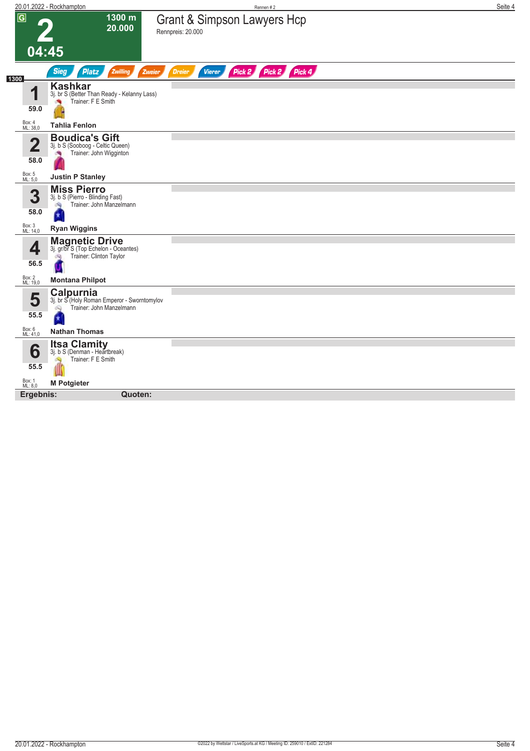# 2 — Grant & Simpson Lawyers Hcp

G | 1300 m | 20.000 | 04:45

Rennpreis: 20.000

Sieg | Platz | Zwilling | Zweier | Dreier | Vierer | Pick 2 | Pick 2 | Pick 4

**1300**

| Nr. | Gewicht | Pferd | Details | Trainer | Jockey | Box | ML |
|---|---|---|---|---|---|---|---|
| 1 | 59.0 | **Kashkar** | 3j. br S (Better Than Ready - Kelanny Lass) | F E Smith | Tahlia Fenlon | 4 | 38,0 |
| 2 | 58.0 | **Boudica's Gift** | 3j. b S (Sooboog - Celtic Queen) | John Wigginton | Justin P Stanley | 5 | 5,0 |
| 3 | 58.0 | **Miss Pierro** | 3j. b S (Pierro - Blinding Fast) | John Manzelmann | Ryan Wiggins | 3 | 14,0 |
| 4 | 56.5 | **Magnetic Drive** | 3j. gr/br S (Top Echelon - Oceantes) | Clinton Taylor | Montana Philpot | 2 | 19,0 |
| 5 | 55.5 | **Calpurnia** | 3j. br S (Holy Roman Emperor - Swornt​omylov | John Manzelmann | Nathan Thomas | 6 | 41,0 |
| 6 | 55.5 | **Itsa Clamity** | 3j. b S (Denman - Heartbreak) | F E Smith | M Potgieter | 1 | 8,0 |

**Ergebnis:** **Quoten:**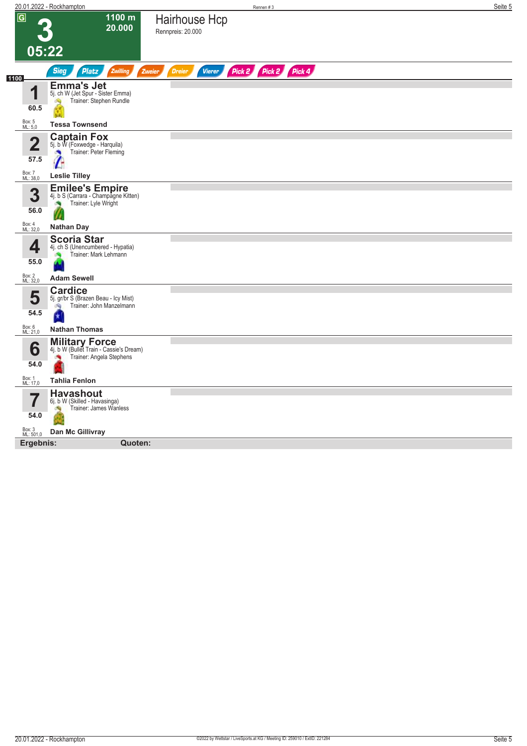# 3 — 05:22

**1100 m — 20.000**

## Hairhouse Hcp

Rennpreis: 20.000

Sieg | Platz | Zwilling | Zweier | Dreier | Vierer | Pick 2 | Pick 2 | Pick 4

**1100**

| Nr. | Pferd | Gewicht | Box / ML | Reiter |
|---|---|---|---|---|
| 1 | **Emma's Jet** — 5j. ch W (Jet Spur - Sister Emma) — Trainer: Stephen Rundle | 60.5 | Box: 5, ML: 5,0 | Tessa Townsend |
| 2 | **Captain Fox** — 5j. b W (Foxwedge - Harquila) — Trainer: Peter Fleming | 57.5 | Box: 7, ML: 38,0 | Leslie Tilley |
| 3 | **Emilee's Empire** — 4j. b S (Carrara - Champagne Kitten) — Trainer: Lyle Wright | 56.0 | Box: 4, ML: 32,0 | Nathan Day |
| 4 | **Scoria Star** — 4j. ch S (Unencumbered - Hypatia) — Trainer: Mark Lehmann | 55.0 | Box: 2, ML: 32,0 | Adam Sewell |
| 5 | **Cardice** — 5j. gr/br S (Brazen Beau - Icy Mist) — Trainer: John Manzelmann | 54.5 | Box: 6, ML: 21,0 | Nathan Thomas |
| 6 | **Military Force** — 4j. b W (Bullet Train - Cassie's Dream) — Trainer: Angela Stephens | 54.0 | Box: 1, ML: 17,0 | Tahlia Fenlon |
| 7 | **Havashout** — 6j. b W (Skilled - Havasinga) — Trainer: James Wanless | 54.0 | Box: 3, ML: 501,0 | Dan Mc Gillivray |

**Ergebnis:** **Quoten:**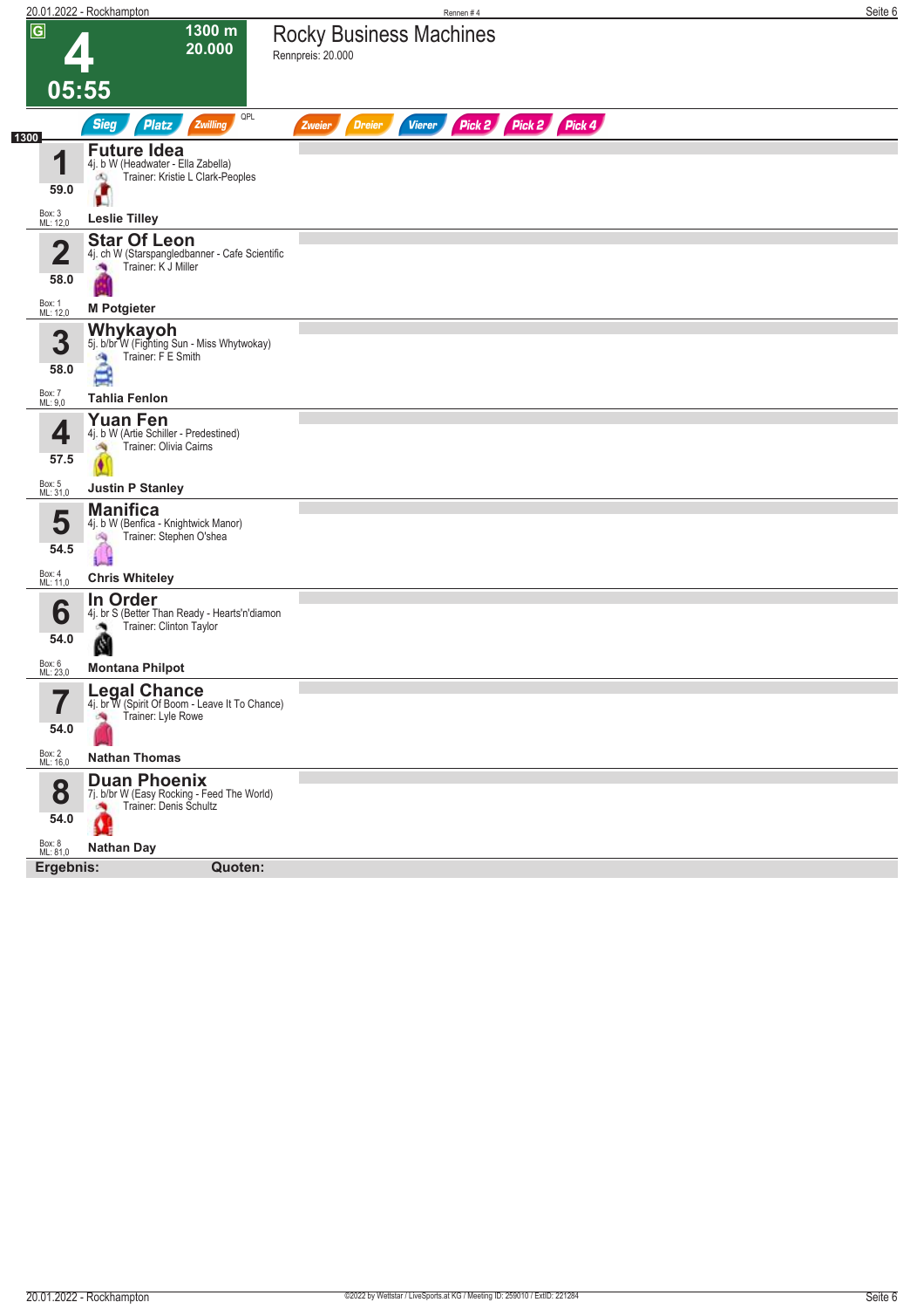# 4

**1300 m**
**20.000**

**05:55**

## Rocky Business Machines

Rennpreis: 20.000

Sieg | Platz | Zwilling | QPL | Zweier | Dreier | Vierer | Pick 2 | Pick 2 | Pick 4

1300

| Nr. | Gewicht | Box | ML | Pferd | Abstammung | Trainer | Jockey |
|---|---|---|---|---|---|---|---|
| 1 | 59.0 | 3 | 12,0 | **Future Idea** | 4j. b W (Headwater - Ella Zabella) | Kristie L Clark-Peoples | **Leslie Tilley** |
| 2 | 58.0 | 1 | 12,0 | **Star Of Leon** | 4j. ch W (Starspangledbanner - Cafe Scientific | K J Miller | **M Potgieter** |
| 3 | 58.0 | 7 | 9,0 | **Whykayoh** | 5j. b/br W (Fighting Sun - Miss Whytwokay) | F E Smith | **Tahlia Fenlon** |
| 4 | 57.5 | 5 | 31,0 | **Yuan Fen** | 4j. b W (Artie Schiller - Predestined) | Olivia Cairns | **Justin P Stanley** |
| 5 | 54.5 | 4 | 11,0 | **Manifica** | 4j. b W (Benfica - Knightwick Manor) | Stephen O'shea | **Chris Whiteley** |
| 6 | 54.0 | 6 | 23,0 | **In Order** | 4j. br S (Better Than Ready - Hearts'n'diamon | Clinton Taylor | **Montana Philpot** |
| 7 | 54.0 | 2 | 16,0 | **Legal Chance** | 4j. br W (Spirit Of Boom - Leave It To Chance) | Lyle Rowe | **Nathan Thomas** |
| 8 | 54.0 | 8 | 81,0 | **Duan Phoenix** | 7j. b/br W (Easy Rocking - Feed The World) | Denis Schultz | **Nathan Day** |

**Ergebnis:** **Quoten:**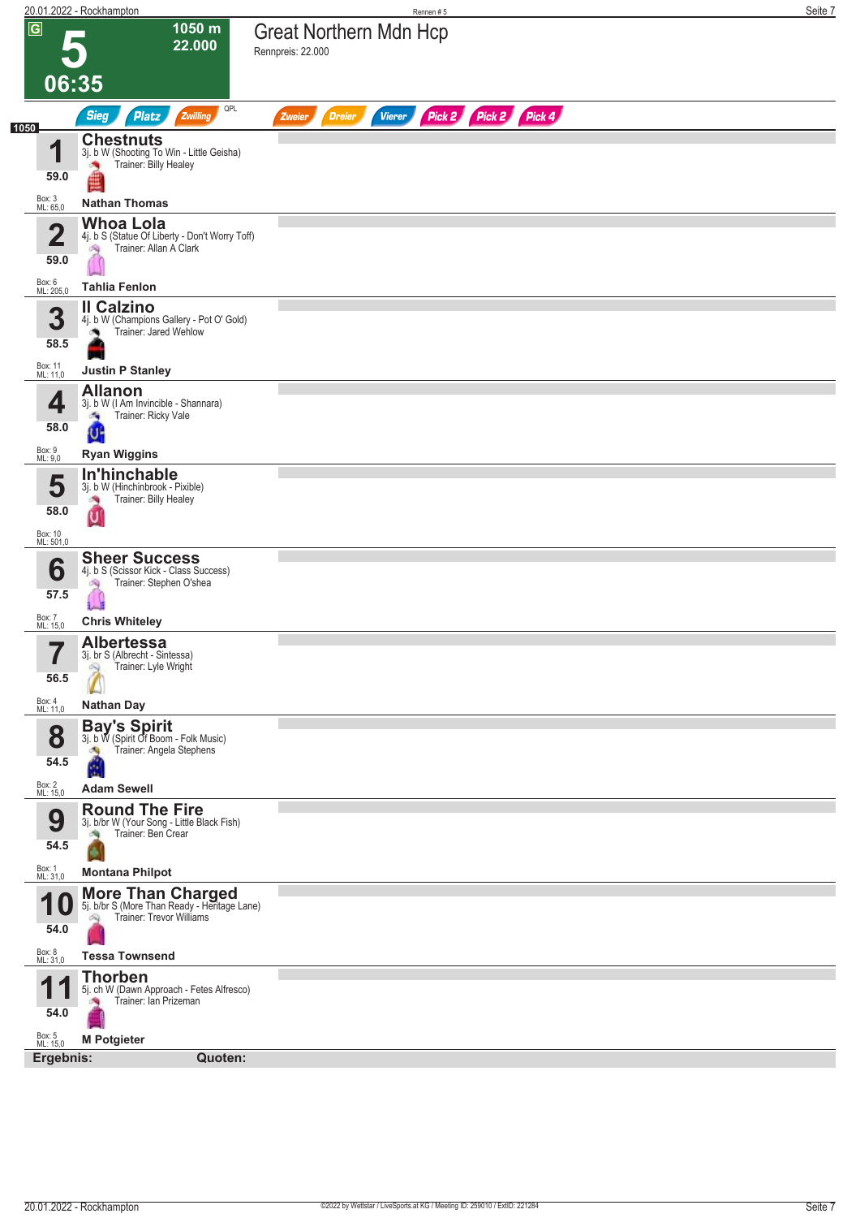# 5 — Great Northern Mdn Hcp

**06:35** | 1050 m | 22.000

Rennpreis: 22.000

Sieg | Platz | Zwilling | QPL | Zweier | Dreier | Vierer | Pick 2 | Pick 2 | Pick 4

**1050**

| Nr. | Gewicht | Pferd | Abstammung | Trainer | Jockey | Box | ML |
|---|---|---|---|---|---|---|---|
| 1 | 59.0 | **Chestnuts** | 3j. b W (Shooting To Win - Little Geisha) | Billy Healey | Nathan Thomas | 3 | 65,0 |
| 2 | 59.0 | **Whoa Lola** | 4j. b S (Statue Of Liberty - Don't Worry Toff) | Allan A Clark | Tahlia Fenlon | 6 | 205,0 |
| 3 | 58.5 | **Il Calzino** | 4j. b W (Champions Gallery - Pot O' Gold) | Jared Wehlow | Justin P Stanley | 11 | 11,0 |
| 4 | 58.0 | **Allanon** | 3j. b W (I Am Invincible - Shannara) | Ricky Vale | Ryan Wiggins | 9 | 9,0 |
| 5 | 58.0 | **In'hinchable** | 3j. b W (Hinchinbrook - Pixible) | Billy Healey | | 10 | 501,0 |
| 6 | 57.5 | **Sheer Success** | 4j. b S (Scissor Kick - Class Success) | Stephen O'shea | Chris Whiteley | 7 | 15,0 |
| 7 | 56.5 | **Albertessa** | 3j. br S (Albrecht - Sintessa) | Lyle Wright | Nathan Day | 4 | 11,0 |
| 8 | 54.5 | **Bay's Spirit** | 3j. b W (Spirit Of Boom - Folk Music) | Angela Stephens | Adam Sewell | 2 | 15,0 |
| 9 | 54.5 | **Round The Fire** | 3j. b/br W (Your Song - Little Black Fish) | Ben Crear | Montana Philpot | 1 | 31,0 |
| 10 | 54.0 | **More Than Charged** | 5j. b/br S (More Than Ready - Heritage Lane) | Trevor Williams | Tessa Townsend | 8 | 31,0 |
| 11 | 54.0 | **Thorben** | 5j. ch W (Dawn Approach - Fetes Alfresco) | Ian Prizeman | M Potgieter | 5 | 15,0 |

**Ergebnis:** **Quoten:**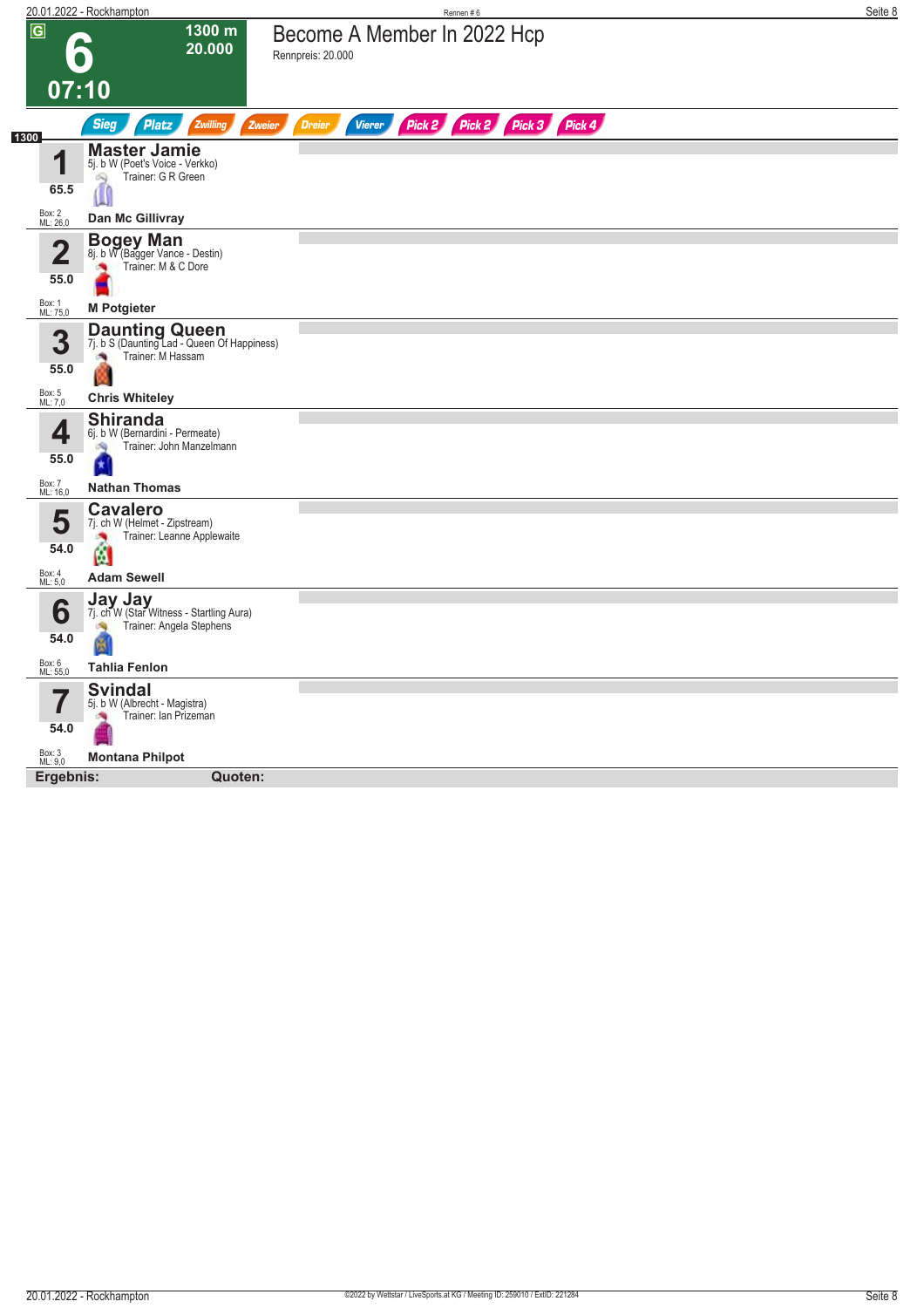# 6

**G**

**07:10**

**1300 m**
**20.000**

## Become A Member In 2022 Hcp

Rennpreis: 20.000

Sieg | Platz | Zwilling | Zweier | Dreier | Vierer | Pick 2 | Pick 2 | Pick 3 | Pick 4

**1300**

| Nr. | Pferd | Gewicht | Box / ML | Reiter |
|---|---|---|---|---|
| **1** | **Master Jamie** 5j. b W (Poet's Voice - Verkko) Trainer: G R Green | 65.5 | Box: 2 ML: 26,0 | **Dan Mc Gillivray** |
| **2** | **Bogey Man** 8j. b W (Bagger Vance - Destin) Trainer: M & C Dore | 55.0 | Box: 1 ML: 75,0 | **M Potgieter** |
| **3** | **Daunting Queen** 7j. b S (Daunting Lad - Queen Of Happiness) Trainer: M Hassam | 55.0 | Box: 5 ML: 7,0 | **Chris Whiteley** |
| **4** | **Shiranda** 6j. b W (Bernardini - Permeate) Trainer: John Manzelmann | 55.0 | Box: 7 ML: 16,0 | **Nathan Thomas** |
| **5** | **Cavalero** 7j. ch W (Helmet - Zipstream) Trainer: Leanne Applewaite | 54.0 | Box: 4 ML: 5,0 | **Adam Sewell** |
| **6** | **Jay Jay** 7j. ch W (Star Witness - Startling Aura) Trainer: Angela Stephens | 54.0 | Box: 6 ML: 55,0 | **Tahlia Fenlon** |
| **7** | **Svindal** 5j. b W (Albrecht - Magistra) Trainer: Ian Prizeman | 54.0 | Box: 3 ML: 9,0 | **Montana Philpot** |

**Ergebnis:** **Quoten:**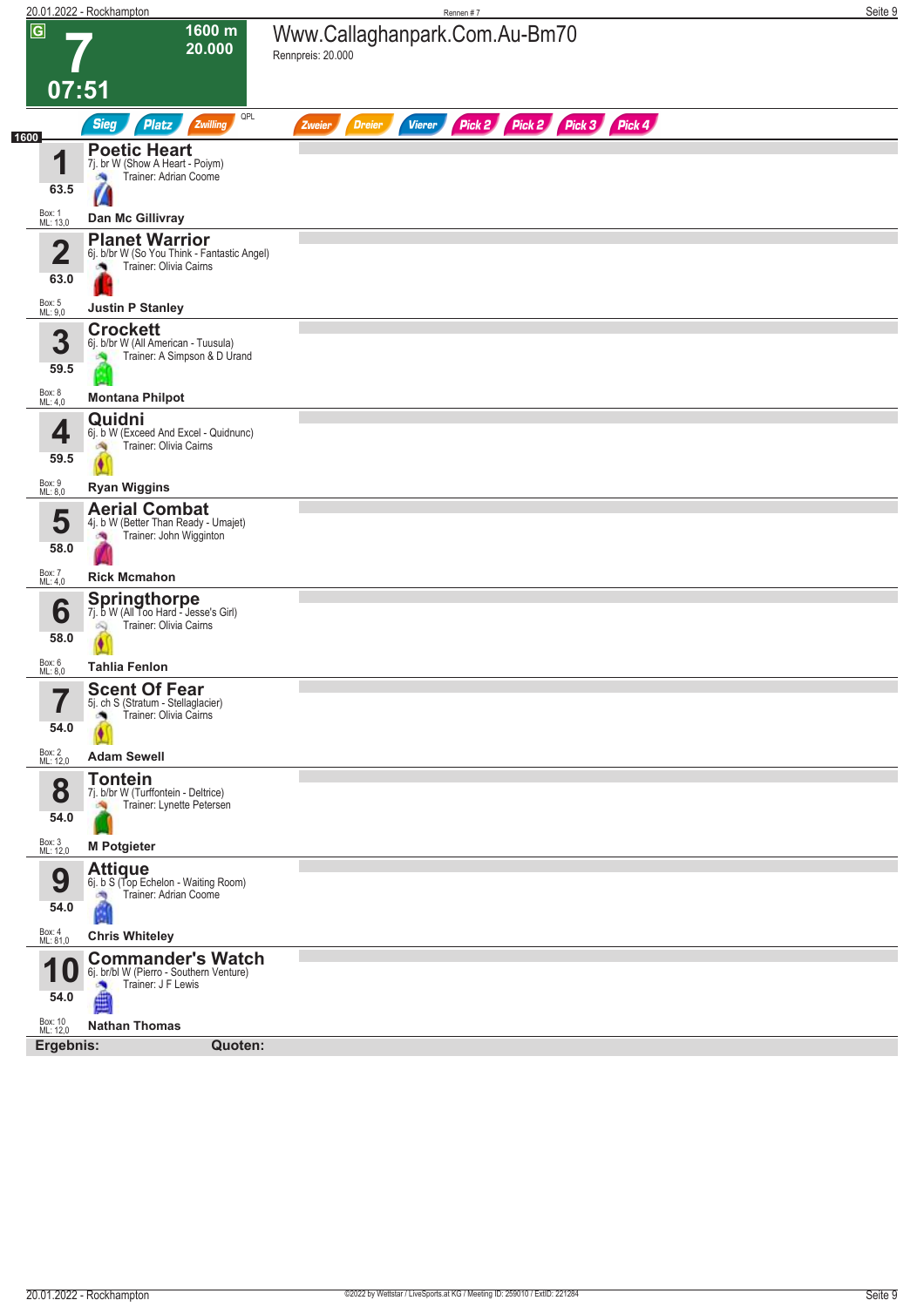# 7

**1600 m**
**20.000**

**07:51**

## Www.Callaghanpark.Com.Au-Bm70

Rennpreis: 20.000

Sieg | Platz | Zwilling | QPL | Zweier | Dreier | Vierer | Pick 2 | Pick 2 | Pick 3 | Pick 4

1600

| Nr. | Gewicht | Pferd | Details | Trainer | Jockey | Box | ML |
|---|---|---|---|---|---|---|---|
| 1 | 63.5 | **Poetic Heart** | 7j. br W (Show A Heart - Poiym) | Adrian Coome | Dan Mc Gillivray | 1 | 13,0 |
| 2 | 63.0 | **Planet Warrior** | 6j. b/br W (So You Think - Fantastic Angel) | Olivia Cairns | Justin P Stanley | 5 | 9,0 |
| 3 | 59.5 | **Crockett** | 6j. b/br W (All American - Tuusula) | A Simpson & D Urand | Montana Philpot | 8 | 4,0 |
| 4 | 59.5 | **Quidni** | 6j. b W (Exceed And Excel - Quidnunc) | Olivia Cairns | Ryan Wiggins | 9 | 8,0 |
| 5 | 58.0 | **Aerial Combat** | 4j. b W (Better Than Ready - Umajet) | John Wigginton | Rick Mcmahon | 7 | 4,0 |
| 6 | 58.0 | **Springthorpe** | 7j. b W (All Too Hard - Jesse's Girl) | Olivia Cairns | Tahlia Fenlon | 6 | 8,0 |
| 7 | 54.0 | **Scent Of Fear** | 5j. ch S (Stratum - Stellaglacier) | Olivia Cairns | Adam Sewell | 2 | 12,0 |
| 8 | 54.0 | **Tontein** | 7j. b/br W (Turffontein - Deltrice) | Lynette Petersen | M Potgieter | 3 | 12,0 |
| 9 | 54.0 | **Attique** | 6j. b S (Top Echelon - Waiting Room) | Adrian Coome | Chris Whiteley | 4 | 81,0 |
| 10 | 54.0 | **Commander's Watch** | 6j. br/bl W (Pierro - Southern Venture) | J F Lewis | Nathan Thomas | 10 | 12,0 |

**Ergebnis:** **Quoten:**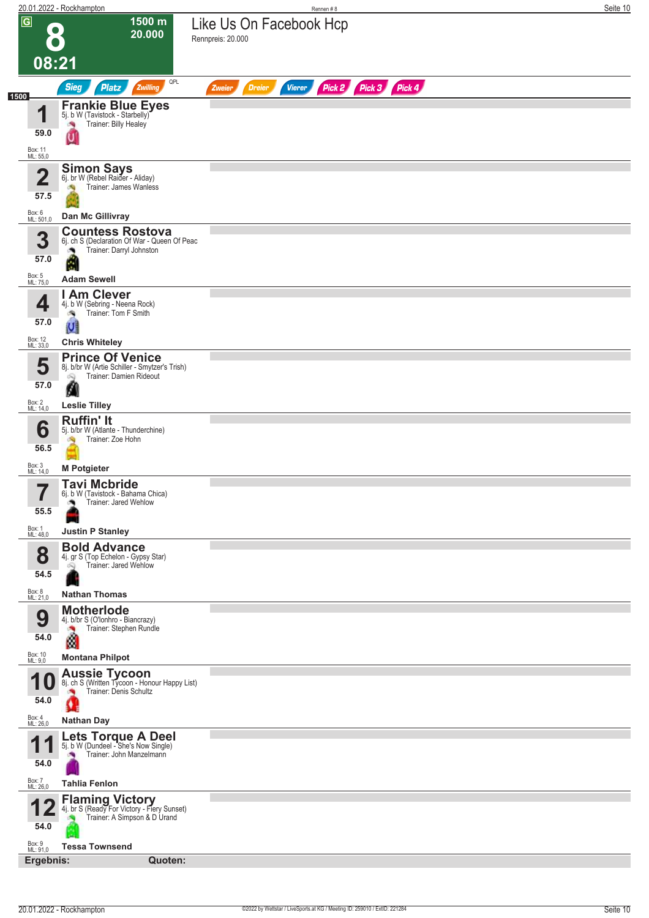# 8 — 08:21

**1500 m — 20.000**

## Like Us On Facebook Hcp

Rennpreis: 20.000

Sieg | Platz | Zwilling | QPL | Zweier | Dreier | Vierer | Pick 2 | Pick 3 | Pick 4

**1500**

| Nr. | Pferd | Gewicht | Box / ML | Jockey |
|---|---|---|---|---|
| 1 | **Frankie Blue Eyes** 5j. b W (Tavistock - Starbelly) Trainer: Billy Healey | 59.0 | Box: 11, ML: 55,0 | |
| 2 | **Simon Says** 6j. br W (Rebel Raider - Aliday) Trainer: James Wanless | 57.5 | Box: 6, ML: 501,0 | Dan Mc Gillivray |
| 3 | **Countess Rostova** 6j. ch S (Declaration Of War - Queen Of Peac Trainer: Darryl Johnston | 57.0 | Box: 5, ML: 75,0 | Adam Sewell |
| 4 | **I Am Clever** 4j. b W (Sebring - Neena Rock) Trainer: Tom F Smith | 57.0 | Box: 12, ML: 33,0 | Chris Whiteley |
| 5 | **Prince Of Venice** 8j. b/br W (Artie Schiller - Smytzer's Trish) Trainer: Damien Rideout | 57.0 | Box: 2, ML: 14,0 | Leslie Tilley |
| 6 | **Ruffin' It** 5j. b/br W (Atlante - Thunderchine) Trainer: Zoe Hohn | 56.5 | Box: 3, ML: 14,0 | M Potgieter |
| 7 | **Tavi Mcbride** 6j. b W (Tavistock - Bahama Chica) Trainer: Jared Wehlow | 55.5 | Box: 1, ML: 48,0 | Justin P Stanley |
| 8 | **Bold Advance** 4j. gr S (Top Echelon - Gypsy Star) Trainer: Jared Wehlow | 54.5 | Box: 8, ML: 21,0 | Nathan Thomas |
| 9 | **Motherlode** 4j. b/br S (O'lonhro - Biancrazy) Trainer: Stephen Rundle | 54.0 | Box: 10, ML: 9,0 | Montana Philpot |
| 10 | **Aussie Tycoon** 8j. ch S (Written Tycoon - Honour Happy List) Trainer: Denis Schultz | 54.0 | Box: 4, ML: 26,0 | Nathan Day |
| 11 | **Lets Torque A Deel** 5j. b W (Dundeel - She's Now Single) Trainer: John Manzelmann | 54.0 | Box: 7, ML: 26,0 | Tahlia Fenlon |
| 12 | **Flaming Victory** 4j. br S (Ready For Victory - Fiery Sunset) Trainer: A Simpson & D Urand | 54.0 | Box: 9, ML: 91,0 | Tessa Townsend |

**Ergebnis:** **Quoten:**